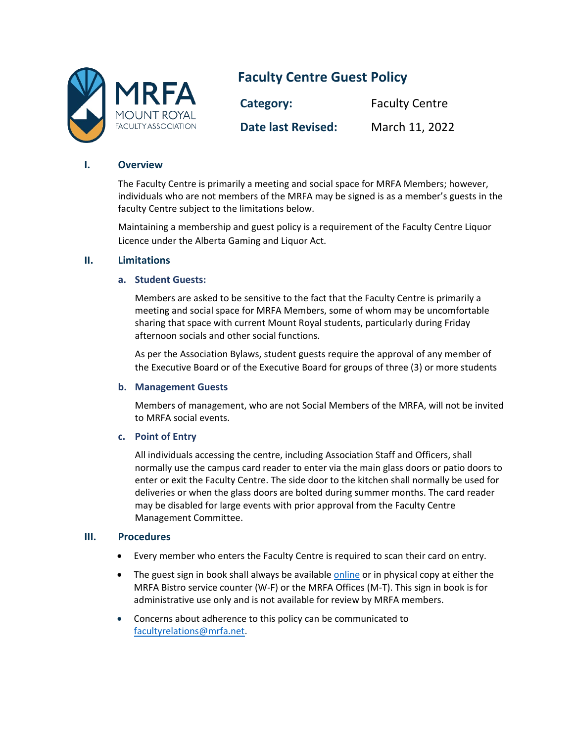# Faculty Centre Guest Policy

MRFA MOUNT ROYAL FACULTY ASSOCIATION

| | |
|---|---|
| **Category:** | Faculty Centre |
| **Date last Revised:** | March 11, 2022 |

## I. Overview

The Faculty Centre is primarily a meeting and social space for MRFA Members; however, individuals who are not members of the MRFA may be signed is as a member's guests in the faculty Centre subject to the limitations below.

Maintaining a membership and guest policy is a requirement of the Faculty Centre Liquor Licence under the Alberta Gaming and Liquor Act.

## II. Limitations

### a. Student Guests:

Members are asked to be sensitive to the fact that the Faculty Centre is primarily a meeting and social space for MRFA Members, some of whom may be uncomfortable sharing that space with current Mount Royal students, particularly during Friday afternoon socials and other social functions.

As per the Association Bylaws, student guests require the approval of any member of the Executive Board or of the Executive Board for groups of three (3) or more students

### b. Management Guests

Members of management, who are not Social Members of the MRFA, will not be invited to MRFA social events.

### c. Point of Entry

All individuals accessing the centre, including Association Staff and Officers, shall normally use the campus card reader to enter via the main glass doors or patio doors to enter or exit the Faculty Centre. The side door to the kitchen shall normally be used for deliveries or when the glass doors are bolted during summer months. The card reader may be disabled for large events with prior approval from the Faculty Centre Management Committee.

## III. Procedures

- Every member who enters the Faculty Centre is required to scan their card on entry.
- The guest sign in book shall always be available online or in physical copy at either the MRFA Bistro service counter (W-F) or the MRFA Offices (M-T). This sign in book is for administrative use only and is not available for review by MRFA members.
- Concerns about adherence to this policy can be communicated to facultyrelations@mrfa.net.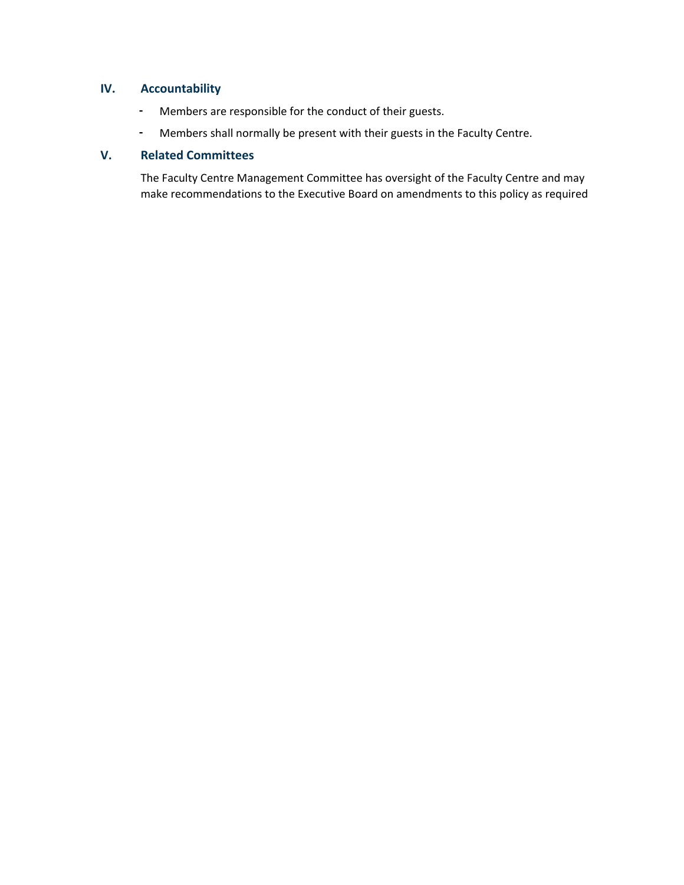## IV. Accountability

- Members are responsible for the conduct of their guests.
- Members shall normally be present with their guests in the Faculty Centre.

## V. Related Committees

The Faculty Centre Management Committee has oversight of the Faculty Centre and may make recommendations to the Executive Board on amendments to this policy as required